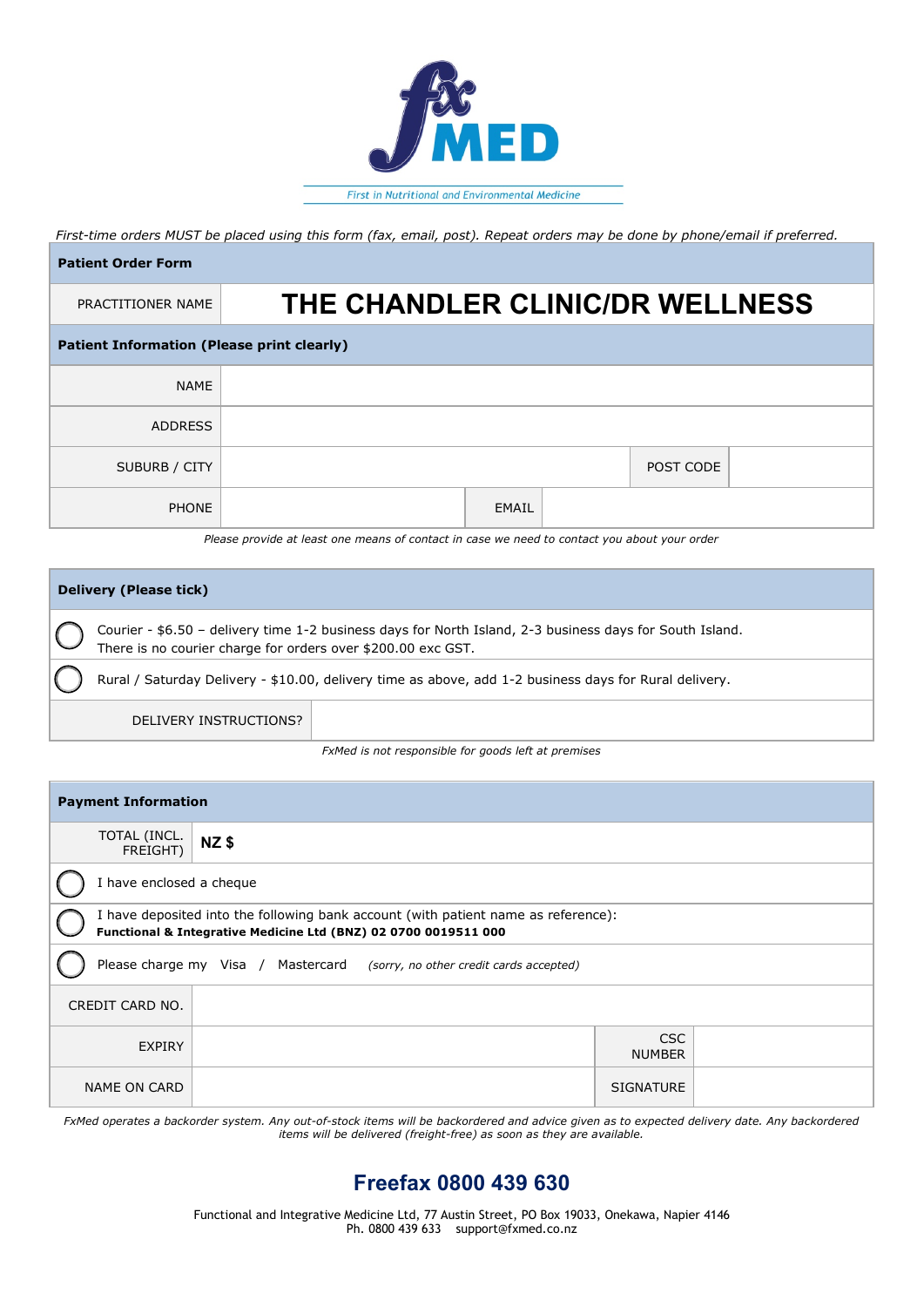First in Nutritional and Environmental Medicine

*First-time orders MUST be placed using this form (fax, email, post). Repeat orders may be done by phone/email if preferred.*

| **Patient Order Form** | | | |
|---|---|---|---|
| PRACTITIONER NAME | **THE CHANDLER CLINIC/DR WELLNESS** | | |

| **Patient Information (Please print clearly)** | | | |
|---|---|---|---|
| NAME | | | |
| ADDRESS | | | |
| SUBURB / CITY | | POST CODE | |
| PHONE | | EMAIL | |

*Please provide at least one means of contact in case we need to contact you about your order*

| **Delivery (Please tick)** | |
|---|---|
| ◯ | Courier - $6.50 – delivery time 1-2 business days for North Island, 2-3 business days for South Island. There is no courier charge for orders over $200.00 exc GST. |
| ◯ | Rural / Saturday Delivery - $10.00, delivery time as above, add 1-2 business days for Rural delivery. |
| DELIVERY INSTRUCTIONS? | |

*FxMed is not responsible for goods left at premises*

| **Payment Information** | | | |
|---|---|---|---|
| TOTAL (INCL. FREIGHT) | **NZ $** | | |
| ◯ | I have enclosed a cheque | | |
| ◯ | I have deposited into the following bank account (with patient name as reference): **Functional & Integrative Medicine Ltd (BNZ) 02 0700 0019511 000** | | |
| ◯ | Please charge my Visa / Mastercard *(sorry, no other credit cards accepted)* | | |
| CREDIT CARD NO. | | | |
| EXPIRY | | CSC NUMBER | |
| NAME ON CARD | | SIGNATURE | |

*FxMed operates a backorder system. Any out-of-stock items will be backordered and advice given as to expected delivery date. Any backordered items will be delivered (freight-free) as soon as they are available.*

## Freefax 0800 439 630

Functional and Integrative Medicine Ltd, 77 Austin Street, PO Box 19033, Onekawa, Napier 4146
Ph. 0800 439 633 support@fxmed.co.nz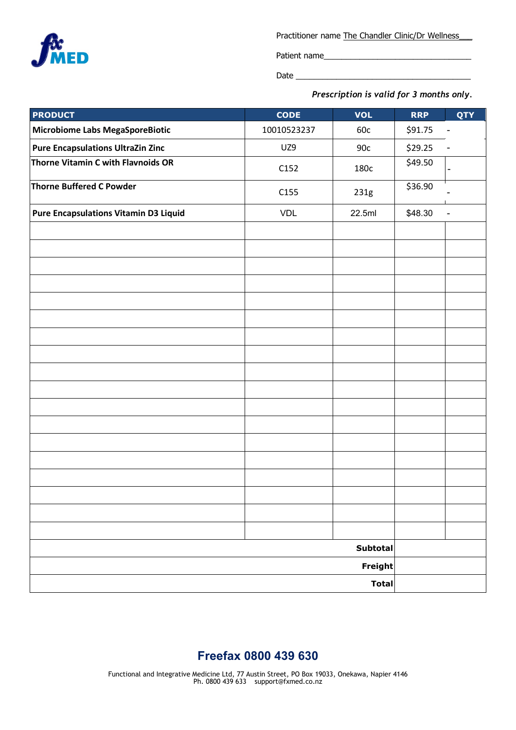Practitioner name The Chandler Clinic/Dr Wellness___

Patient name_________________________________

Date ________________________________________

*Prescription is valid for 3 months only.*

| PRODUCT | CODE | VOL | RRP | QTY |
|---|---|---|---|---|
| **Microbiome Labs MegaSporeBiotic** | 10010523237 | 60c | $91.75 | - |
| **Pure Encapsulations UltraZin Zinc** | UZ9 | 90c | $29.25 | - |
| **Thorne Vitamin C with Flavnoids OR** | C152 | 180c | $49.50 | - |
| **Thorne Buffered C Powder** | C155 | 231g | $36.90 | - |
| **Pure Encapsulations Vitamin D3 Liquid** | VDL | 22.5ml | $48.30 | - |
| | | | | |
| | | | | |
| | | | | |
| | | | | |
| | | | | |
| | | | | |
| | | | | |
| | | | | |
| | | | | |
| | | | | |
| | | | | |
| | | | | |
| | | | | |
| | | | | |
| | | | | |
| | | | | |
| | | | | |
| | | | | |
| | | | **Subtotal** | |
| | | | **Freight** | |
| | | | **Total** | |

**Freefax 0800 439 630**

Functional and Integrative Medicine Ltd, 77 Austin Street, PO Box 19033, Onekawa, Napier 4146
Ph. 0800 439 633 support@fxmed.co.nz